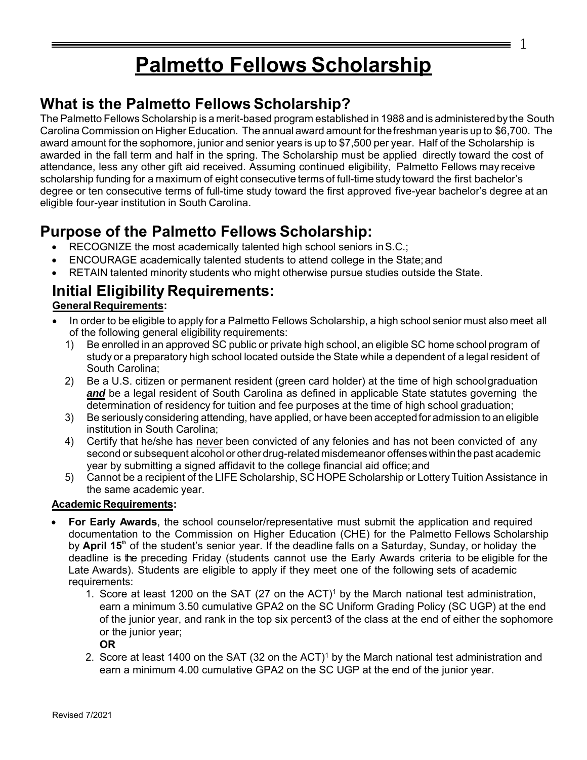# Palmetto Fellows Scholarship

## What is the Palmetto Fellows Scholarship?

The Palmetto Fellows Scholarship is a merit-based program established in 1988 and is administered by the South Carolina Commission on Higher Education. The annual award amount for the freshman year is up to $6,700. The award amount for the sophomore, junior and senior years is up to $7,500 per year. Half of the Scholarship is awarded in the fall term and half in the spring. The Scholarship must be applied directly toward the cost of attendance, less any other gift aid received. Assuming continued eligibility, Palmetto Fellows may receive scholarship funding for a maximum of eight consecutive terms of full-time study toward the first bachelor's degree or ten consecutive terms of full-time study toward the first approved five-year bachelor's degree at an eligible four-year institution in South Carolina.

## Purpose of the Palmetto Fellows Scholarship:

- RECOGNIZE the most academically talented high school seniors in S.C.;
- ENCOURAGE academically talented students to attend college in the State; and
- RETAIN talented minority students who might otherwise pursue studies outside the State.

## Initial Eligibility Requirements:

**General Requirements:**

- In order to be eligible to apply for a Palmetto Fellows Scholarship, a high school senior must also meet all of the following general eligibility requirements:
  1) Be enrolled in an approved SC public or private high school, an eligible SC home school program of study or a preparatory high school located outside the State while a dependent of a legal resident of South Carolina;
  2) Be a U.S. citizen or permanent resident (green card holder) at the time of high school graduation ***and*** be a legal resident of South Carolina as defined in applicable State statutes governing the determination of residency for tuition and fee purposes at the time of high school graduation;
  3) Be seriously considering attending, have applied, or have been accepted for admission to an eligible institution in South Carolina;
  4) Certify that he/she has never been convicted of any felonies and has not been convicted of any second or subsequent alcohol or other drug-related misdemeanor offenses within the past academic year by submitting a signed affidavit to the college financial aid office; and
  5) Cannot be a recipient of the LIFE Scholarship, SC HOPE Scholarship or Lottery Tuition Assistance in the same academic year.

**Academic Requirements:**

- **For Early Awards**, the school counselor/representative must submit the application and required documentation to the Commission on Higher Education (CHE) for the Palmetto Fellows Scholarship by **April 15th** of the student's senior year. If the deadline falls on a Saturday, Sunday, or holiday the deadline is the preceding Friday (students cannot use the Early Awards criteria to be eligible for the Late Awards). Students are eligible to apply if they meet one of the following sets of academic requirements:
  1. Score at least 1200 on the SAT (27 on the ACT)[1] by the March national test administration, earn a minimum 3.50 cumulative GPA2 on the SC Uniform Grading Policy (SC UGP) at the end of the junior year, and rank in the top six percent3 of the class at the end of either the sophomore or the junior year;

     **OR**
  2. Score at least 1400 on the SAT (32 on the ACT)[1] by the March national test administration and earn a minimum 4.00 cumulative GPA2 on the SC UGP at the end of the junior year.

Revised 7/2021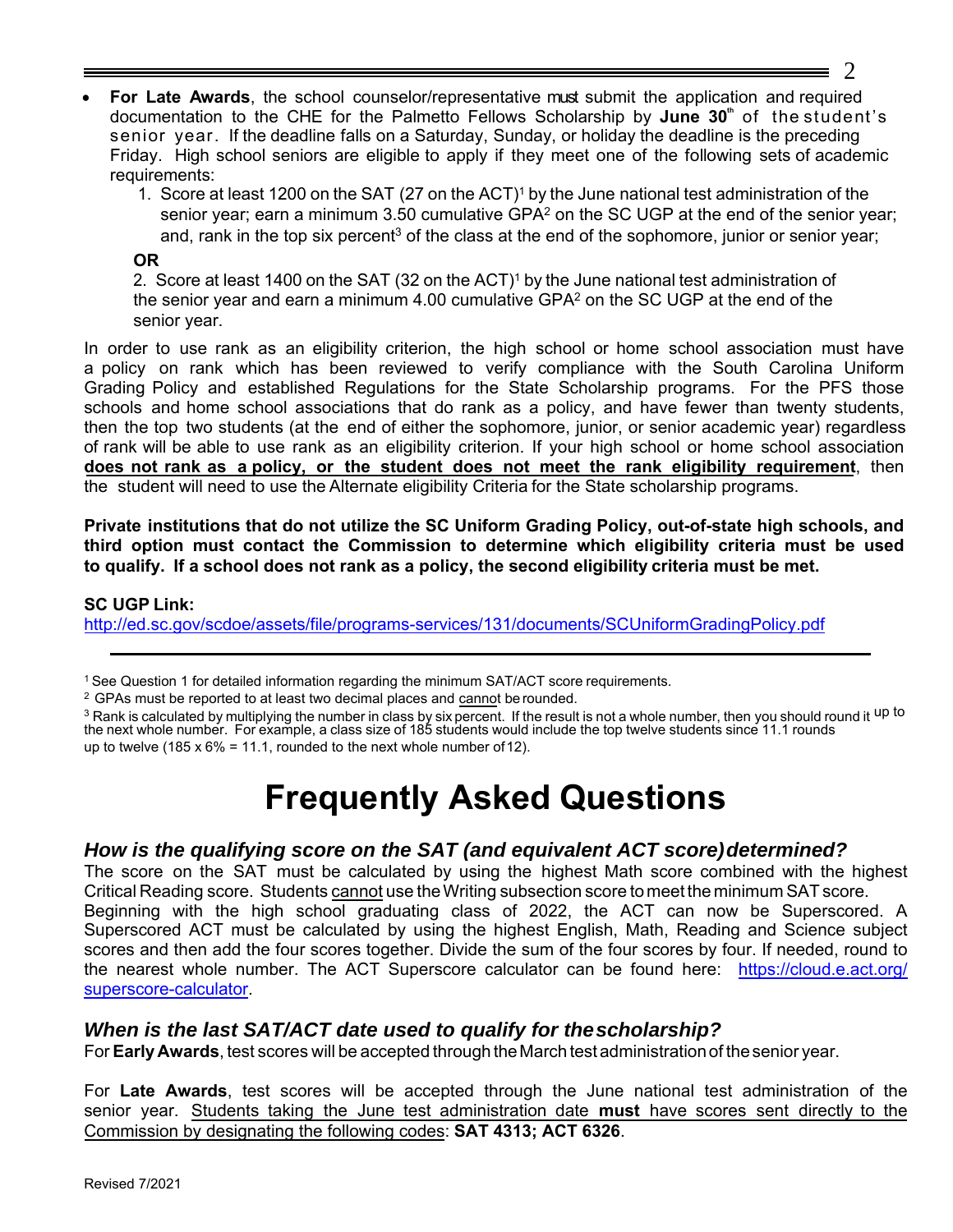- **For Late Awards**, the school counselor/representative must submit the application and required documentation to the CHE for the Palmetto Fellows Scholarship by **June 30th** of the student's senior year. If the deadline falls on a Saturday, Sunday, or holiday the deadline is the preceding Friday. High school seniors are eligible to apply if they meet one of the following sets of academic requirements:
  1. Score at least 1200 on the SAT (27 on the ACT)[1] by the June national test administration of the senior year; earn a minimum 3.50 cumulative GPA[2] on the SC UGP at the end of the senior year; and, rank in the top six percent[3] of the class at the end of the sophomore, junior or senior year;

  **OR**

  2. Score at least 1400 on the SAT (32 on the ACT)[1] by the June national test administration of the senior year and earn a minimum 4.00 cumulative GPA[2] on the SC UGP at the end of the senior year.

In order to use rank as an eligibility criterion, the high school or home school association must have a policy on rank which has been reviewed to verify compliance with the South Carolina Uniform Grading Policy and established Regulations for the State Scholarship programs. For the PFS those schools and home school associations that do rank as a policy, and have fewer than twenty students, then the top two students (at the end of either the sophomore, junior, or senior academic year) regardless of rank will be able to use rank as an eligibility criterion. If your high school or home school association **does not rank as a policy, or the student does not meet the rank eligibility requirement**, then the student will need to use the Alternate eligibility Criteria for the State scholarship programs.

**Private institutions that do not utilize the SC Uniform Grading Policy, out-of-state high schools, and third option must contact the Commission to determine which eligibility criteria must be used to qualify. If a school does not rank as a policy, the second eligibility criteria must be met.**

**SC UGP Link:**
http://ed.sc.gov/scdoe/assets/file/programs-services/131/documents/SCUniformGradingPolicy.pdf

---

[1] See Question 1 for detailed information regarding the minimum SAT/ACT score requirements.

[2] GPAs must be reported to at least two decimal places and cannot be rounded.

[3] Rank is calculated by multiplying the number in class by six percent. If the result is not a whole number, then you should round it up to the next whole number. For example, a class size of 185 students would include the top twelve students since 11.1 rounds up to twelve (185 x 6% = 11.1, rounded to the next whole number of 12).

# Frequently Asked Questions

### *How is the qualifying score on the SAT (and equivalent ACT score) determined?*

The score on the SAT must be calculated by using the highest Math score combined with the highest Critical Reading score. Students cannot use the Writing subsection score to meet the minimum SAT score.
Beginning with the high school graduating class of 2022, the ACT can now be Superscored. A Superscored ACT must be calculated by using the highest English, Math, Reading and Science subject scores and then add the four scores together. Divide the sum of the four scores by four. If needed, round to the nearest whole number. The ACT Superscore calculator can be found here: https://cloud.e.act.org/superscore-calculator.

### *When is the last SAT/ACT date used to qualify for the scholarship?*

For **Early Awards**, test scores will be accepted through the March test administration of the senior year.

For **Late Awards**, test scores will be accepted through the June national test administration of the senior year. Students taking the June test administration date **must** have scores sent directly to the Commission by designating the following codes: **SAT 4313; ACT 6326**.

Revised 7/2021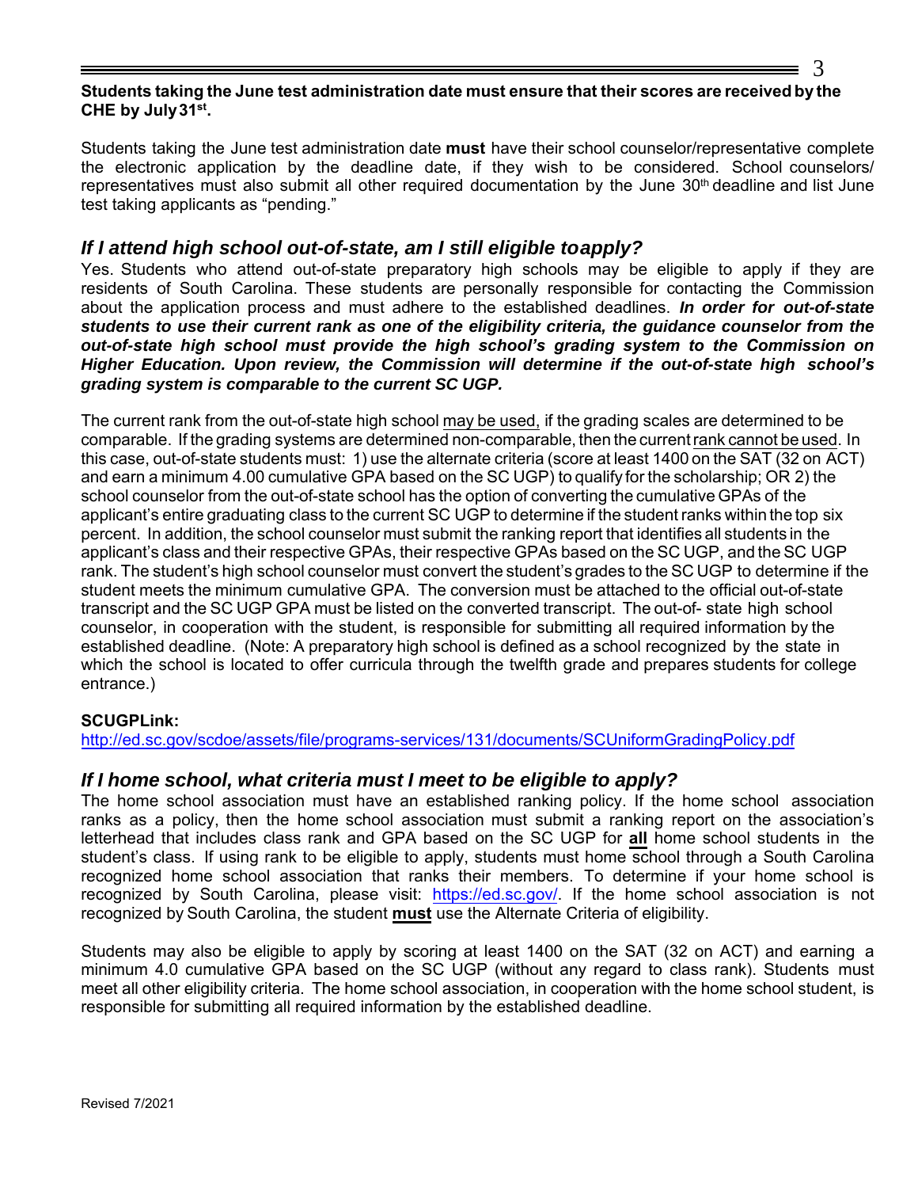**Students taking the June test administration date must ensure that their scores are received by the CHE by July 31st.**

Students taking the June test administration date **must** have their school counselor/representative complete the electronic application by the deadline date, if they wish to be considered. School counselors/ representatives must also submit all other required documentation by the June 30th deadline and list June test taking applicants as "pending."

## *If I attend high school out-of-state, am I still eligible to apply?*

Yes. Students who attend out-of-state preparatory high schools may be eligible to apply if they are residents of South Carolina. These students are personally responsible for contacting the Commission about the application process and must adhere to the established deadlines. ***In order for out-of-state students to use their current rank as one of the eligibility criteria, the guidance counselor from the out-of-state high school must provide the high school's grading system to the Commission on Higher Education. Upon review, the Commission will determine if the out-of-state high school's grading system is comparable to the current SC UGP.***

The current rank from the out-of-state high school <u>may be used,</u> if the grading scales are determined to be comparable. If the grading systems are determined non-comparable, then the current <u>rank cannot be used</u>. In this case, out-of-state students must: 1) use the alternate criteria (score at least 1400 on the SAT (32 on ACT) and earn a minimum 4.00 cumulative GPA based on the SC UGP) to qualify for the scholarship; OR 2) the school counselor from the out-of-state school has the option of converting the cumulative GPAs of the applicant's entire graduating class to the current SC UGP to determine if the student ranks within the top six percent. In addition, the school counselor must submit the ranking report that identifies all students in the applicant's class and their respective GPAs, their respective GPAs based on the SC UGP, and the SC UGP rank. The student's high school counselor must convert the student's grades to the SC UGP to determine if the student meets the minimum cumulative GPA. The conversion must be attached to the official out-of-state transcript and the SC UGP GPA must be listed on the converted transcript. The out-of- state high school counselor, in cooperation with the student, is responsible for submitting all required information by the established deadline. (Note: A preparatory high school is defined as a school recognized by the state in which the school is located to offer curricula through the twelfth grade and prepares students for college entrance.)

**SCUGPLink:**

http://ed.sc.gov/scdoe/assets/file/programs-services/131/documents/SCUniformGradingPolicy.pdf

## *If I home school, what criteria must I meet to be eligible to apply?*

The home school association must have an established ranking policy. If the home school association ranks as a policy, then the home school association must submit a ranking report on the association's letterhead that includes class rank and GPA based on the SC UGP for **<u>all</u>** home school students in the student's class. If using rank to be eligible to apply, students must home school through a South Carolina recognized home school association that ranks their members. To determine if your home school is recognized by South Carolina, please visit: https://ed.sc.gov/. If the home school association is not recognized by South Carolina, the student **<u>must</u>** use the Alternate Criteria of eligibility.

Students may also be eligible to apply by scoring at least 1400 on the SAT (32 on ACT) and earning a minimum 4.0 cumulative GPA based on the SC UGP (without any regard to class rank). Students must meet all other eligibility criteria. The home school association, in cooperation with the home school student, is responsible for submitting all required information by the established deadline.

Revised 7/2021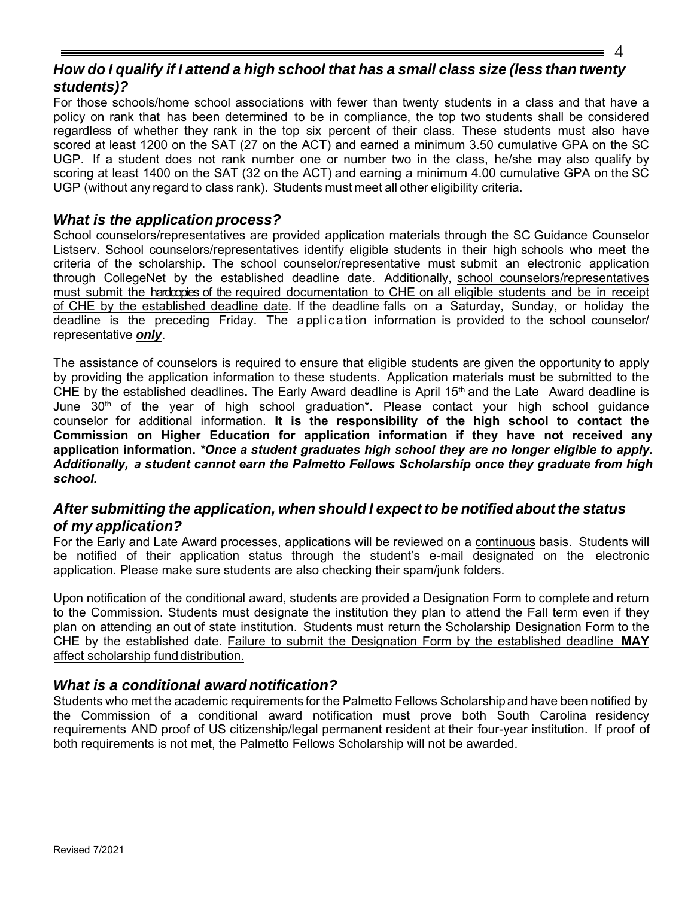### *How do I qualify if I attend a high school that has a small class size (less than twenty students)?*

For those schools/home school associations with fewer than twenty students in a class and that have a policy on rank that has been determined to be in compliance, the top two students shall be considered regardless of whether they rank in the top six percent of their class. These students must also have scored at least 1200 on the SAT (27 on the ACT) and earned a minimum 3.50 cumulative GPA on the SC UGP. If a student does not rank number one or number two in the class, he/she may also qualify by scoring at least 1400 on the SAT (32 on the ACT) and earning a minimum 4.00 cumulative GPA on the SC UGP (without any regard to class rank). Students must meet all other eligibility criteria.

### *What is the application process?*

School counselors/representatives are provided application materials through the SC Guidance Counselor Listserv. School counselors/representatives identify eligible students in their high schools who meet the criteria of the scholarship. The school counselor/representative must submit an electronic application through CollegeNet by the established deadline date. Additionally, school counselors/representatives must submit the hardcopies of the required documentation to CHE on all eligible students and be in receipt of CHE by the established deadline date. If the deadline falls on a Saturday, Sunday, or holiday the deadline is the preceding Friday. The application information is provided to the school counselor/ representative ***only***.

The assistance of counselors is required to ensure that eligible students are given the opportunity to apply by providing the application information to these students. Application materials must be submitted to the CHE by the established deadlines**.** The Early Award deadline is April 15th and the Late Award deadline is June 30th of the year of high school graduation*. Please contact your high school guidance counselor for additional information. **It is the responsibility of the high school to contact the Commission on Higher Education for application information if they have not received any application information.** ***\*Once a student graduates high school they are no longer eligible to apply. Additionally, a student cannot earn the Palmetto Fellows Scholarship once they graduate from high school.***

### *After submitting the application, when should I expect to be notified about the status of my application?*

For the Early and Late Award processes, applications will be reviewed on a continuous basis. Students will be notified of their application status through the student's e-mail designated on the electronic application. Please make sure students are also checking their spam/junk folders.

Upon notification of the conditional award, students are provided a Designation Form to complete and return to the Commission. Students must designate the institution they plan to attend the Fall term even if they plan on attending an out of state institution. Students must return the Scholarship Designation Form to the CHE by the established date. Failure to submit the Designation Form by the established deadline **MAY** affect scholarship fund distribution.

### *What is a conditional award notification?*

Students who met the academic requirements for the Palmetto Fellows Scholarship and have been notified by the Commission of a conditional award notification must prove both South Carolina residency requirements AND proof of US citizenship/legal permanent resident at their four-year institution. If proof of both requirements is not met, the Palmetto Fellows Scholarship will not be awarded.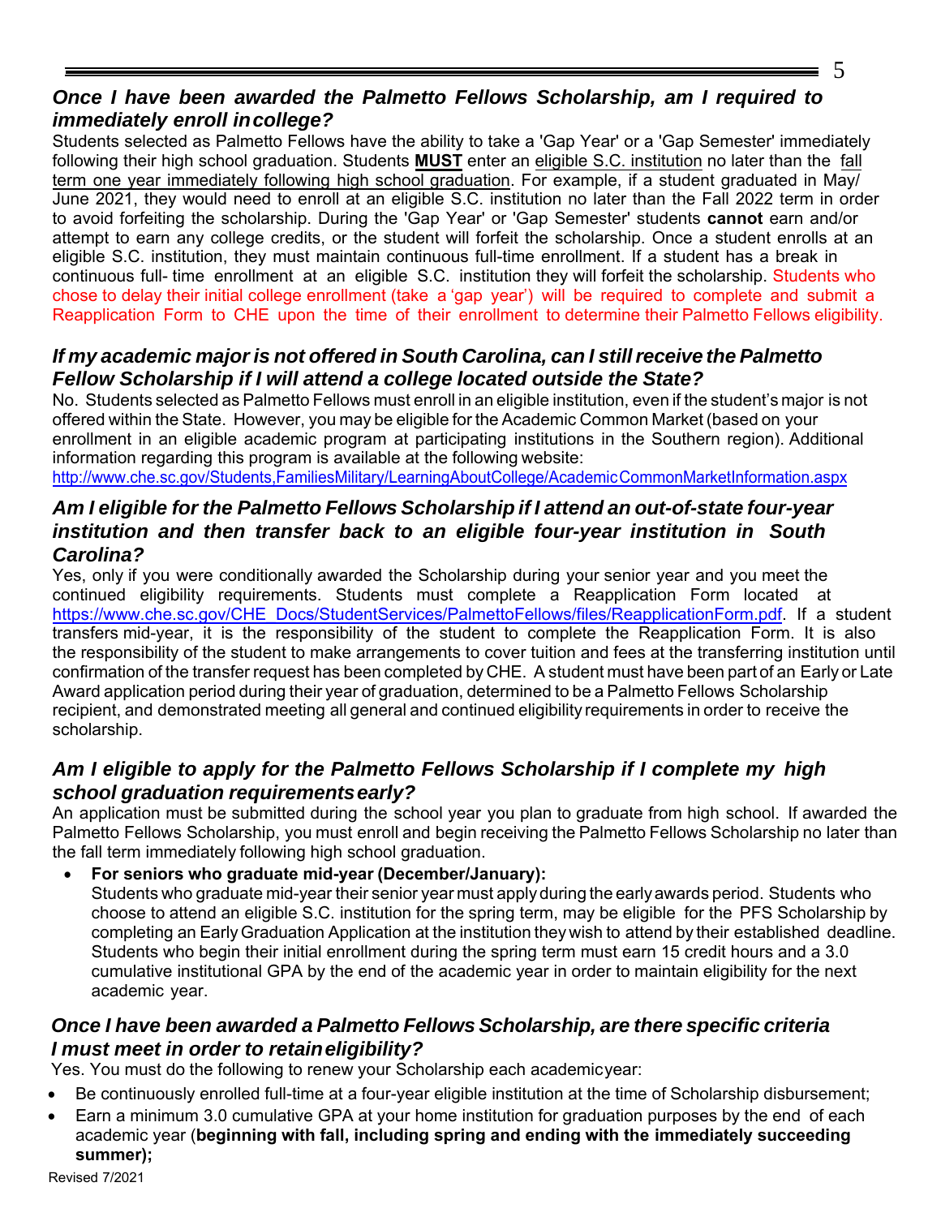### *Once I have been awarded the Palmetto Fellows Scholarship, am I required to immediately enroll in college?*

Students selected as Palmetto Fellows have the ability to take a 'Gap Year' or a 'Gap Semester' immediately following their high school graduation. Students **MUST** enter an eligible S.C. institution no later than the fall term one year immediately following high school graduation. For example, if a student graduated in May/ June 2021, they would need to enroll at an eligible S.C. institution no later than the Fall 2022 term in order to avoid forfeiting the scholarship. During the 'Gap Year' or 'Gap Semester' students **cannot** earn and/or attempt to earn any college credits, or the student will forfeit the scholarship. Once a student enrolls at an eligible S.C. institution, they must maintain continuous full-time enrollment. If a student has a break in continuous full- time enrollment at an eligible S.C. institution they will forfeit the scholarship. Students who chose to delay their initial college enrollment (take a 'gap year') will be required to complete and submit a Reapplication Form to CHE upon the time of their enrollment to determine their Palmetto Fellows eligibility.

### *If my academic major is not offered in South Carolina, can I still receive the Palmetto Fellow Scholarship if I will attend a college located outside the State?*

No. Students selected as Palmetto Fellows must enroll in an eligible institution, even if the student's major is not offered within the State. However, you may be eligible for the Academic Common Market (based on your enrollment in an eligible academic program at participating institutions in the Southern region). Additional information regarding this program is available at the following website:
http://www.che.sc.gov/Students,FamiliesMilitary/LearningAboutCollege/AcademicCommonMarketInformation.aspx

### *Am I eligible for the Palmetto Fellows Scholarship if I attend an out-of-state four-year institution and then transfer back to an eligible four-year institution in South Carolina?*

Yes, only if you were conditionally awarded the Scholarship during your senior year and you meet the continued eligibility requirements. Students must complete a Reapplication Form located at https://www.che.sc.gov/CHE_Docs/StudentServices/PalmettoFellows/files/ReapplicationForm.pdf. If a student transfers mid-year, it is the responsibility of the student to complete the Reapplication Form. It is also the responsibility of the student to make arrangements to cover tuition and fees at the transferring institution until confirmation of the transfer request has been completed by CHE. A student must have been part of an Early or Late Award application period during their year of graduation, determined to be a Palmetto Fellows Scholarship recipient, and demonstrated meeting all general and continued eligibility requirements in order to receive the scholarship.

### *Am I eligible to apply for the Palmetto Fellows Scholarship if I complete my high school graduation requirements early?*

An application must be submitted during the school year you plan to graduate from high school. If awarded the Palmetto Fellows Scholarship, you must enroll and begin receiving the Palmetto Fellows Scholarship no later than the fall term immediately following high school graduation.

- **For seniors who graduate mid-year (December/January):**
  Students who graduate mid-year their senior year must apply during the early awards period. Students who choose to attend an eligible S.C. institution for the spring term, may be eligible for the PFS Scholarship by completing an Early Graduation Application at the institution they wish to attend by their established deadline. Students who begin their initial enrollment during the spring term must earn 15 credit hours and a 3.0 cumulative institutional GPA by the end of the academic year in order to maintain eligibility for the next academic year.

### *Once I have been awarded a Palmetto Fellows Scholarship, are there specific criteria I must meet in order to retain eligibility?*

Yes. You must do the following to renew your Scholarship each academic year:

- Be continuously enrolled full-time at a four-year eligible institution at the time of Scholarship disbursement;
- Earn a minimum 3.0 cumulative GPA at your home institution for graduation purposes by the end of each academic year (**beginning with fall, including spring and ending with the immediately succeeding summer);**

Revised 7/2021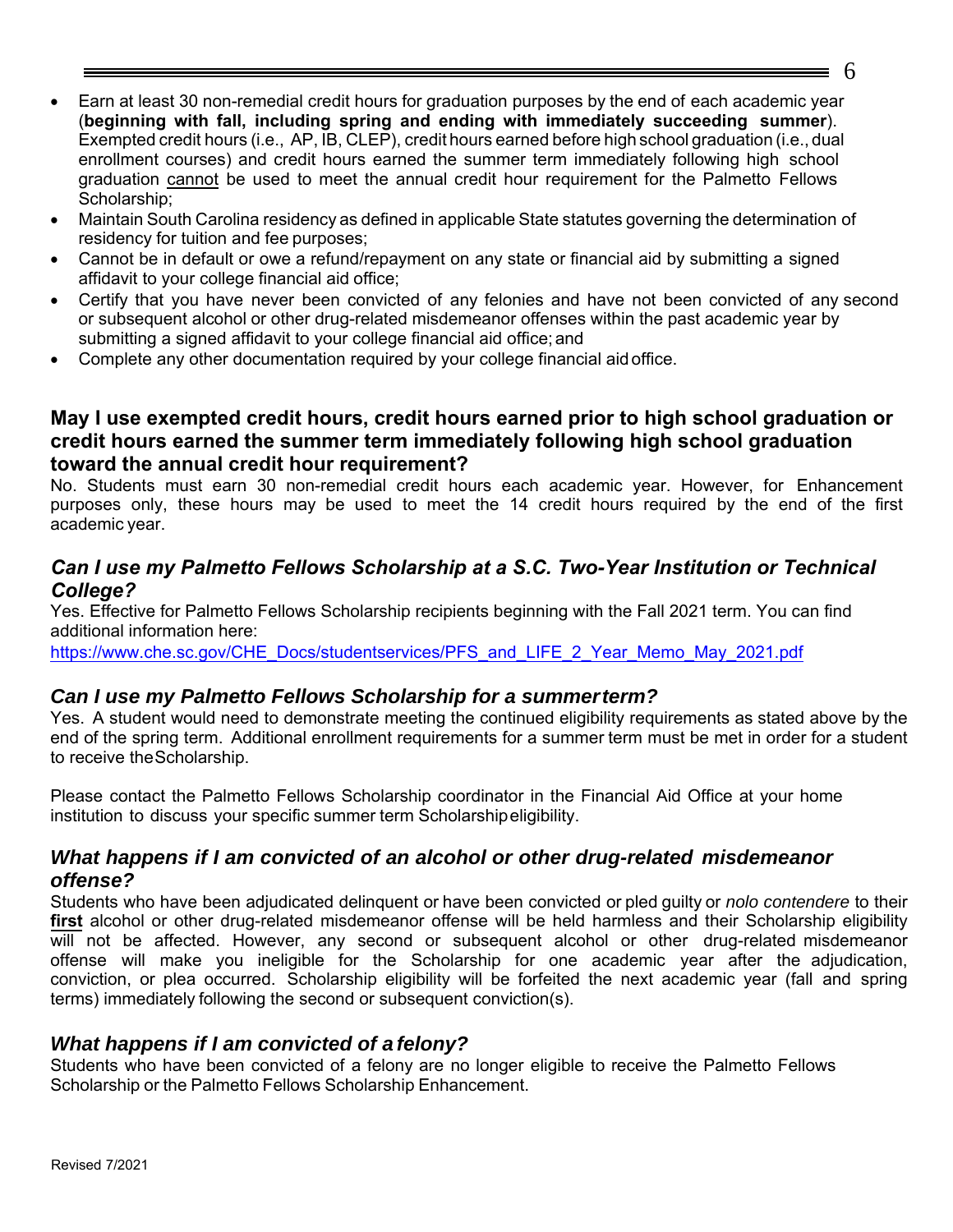- Earn at least 30 non-remedial credit hours for graduation purposes by the end of each academic year (**beginning with fall, including spring and ending with immediately succeeding summer**). Exempted credit hours (i.e., AP, IB, CLEP), credit hours earned before high school graduation (i.e., dual enrollment courses) and credit hours earned the summer term immediately following high school graduation cannot be used to meet the annual credit hour requirement for the Palmetto Fellows Scholarship;
- Maintain South Carolina residency as defined in applicable State statutes governing the determination of residency for tuition and fee purposes;
- Cannot be in default or owe a refund/repayment on any state or financial aid by submitting a signed affidavit to your college financial aid office;
- Certify that you have never been convicted of any felonies and have not been convicted of any second or subsequent alcohol or other drug-related misdemeanor offenses within the past academic year by submitting a signed affidavit to your college financial aid office; and
- Complete any other documentation required by your college financial aid office.

## May I use exempted credit hours, credit hours earned prior to high school graduation or credit hours earned the summer term immediately following high school graduation toward the annual credit hour requirement?

No. Students must earn 30 non-remedial credit hours each academic year. However, for Enhancement purposes only, these hours may be used to meet the 14 credit hours required by the end of the first academic year.

### *Can I use my Palmetto Fellows Scholarship at a S.C. Two-Year Institution or Technical College?*

Yes. Effective for Palmetto Fellows Scholarship recipients beginning with the Fall 2021 term. You can find additional information here:
https://www.che.sc.gov/CHE_Docs/studentservices/PFS_and_LIFE_2_Year_Memo_May_2021.pdf

### *Can I use my Palmetto Fellows Scholarship for a summer term?*

Yes. A student would need to demonstrate meeting the continued eligibility requirements as stated above by the end of the spring term. Additional enrollment requirements for a summer term must be met in order for a student to receive the Scholarship.

Please contact the Palmetto Fellows Scholarship coordinator in the Financial Aid Office at your home institution to discuss your specific summer term Scholarship eligibility.

### *What happens if I am convicted of an alcohol or other drug-related misdemeanor offense?*

Students who have been adjudicated delinquent or have been convicted or pled guilty or *nolo contendere* to their **first** alcohol or other drug-related misdemeanor offense will be held harmless and their Scholarship eligibility will not be affected. However, any second or subsequent alcohol or other drug-related misdemeanor offense will make you ineligible for the Scholarship for one academic year after the adjudication, conviction, or plea occurred. Scholarship eligibility will be forfeited the next academic year (fall and spring terms) immediately following the second or subsequent conviction(s).

### *What happens if I am convicted of a felony?*

Students who have been convicted of a felony are no longer eligible to receive the Palmetto Fellows Scholarship or the Palmetto Fellows Scholarship Enhancement.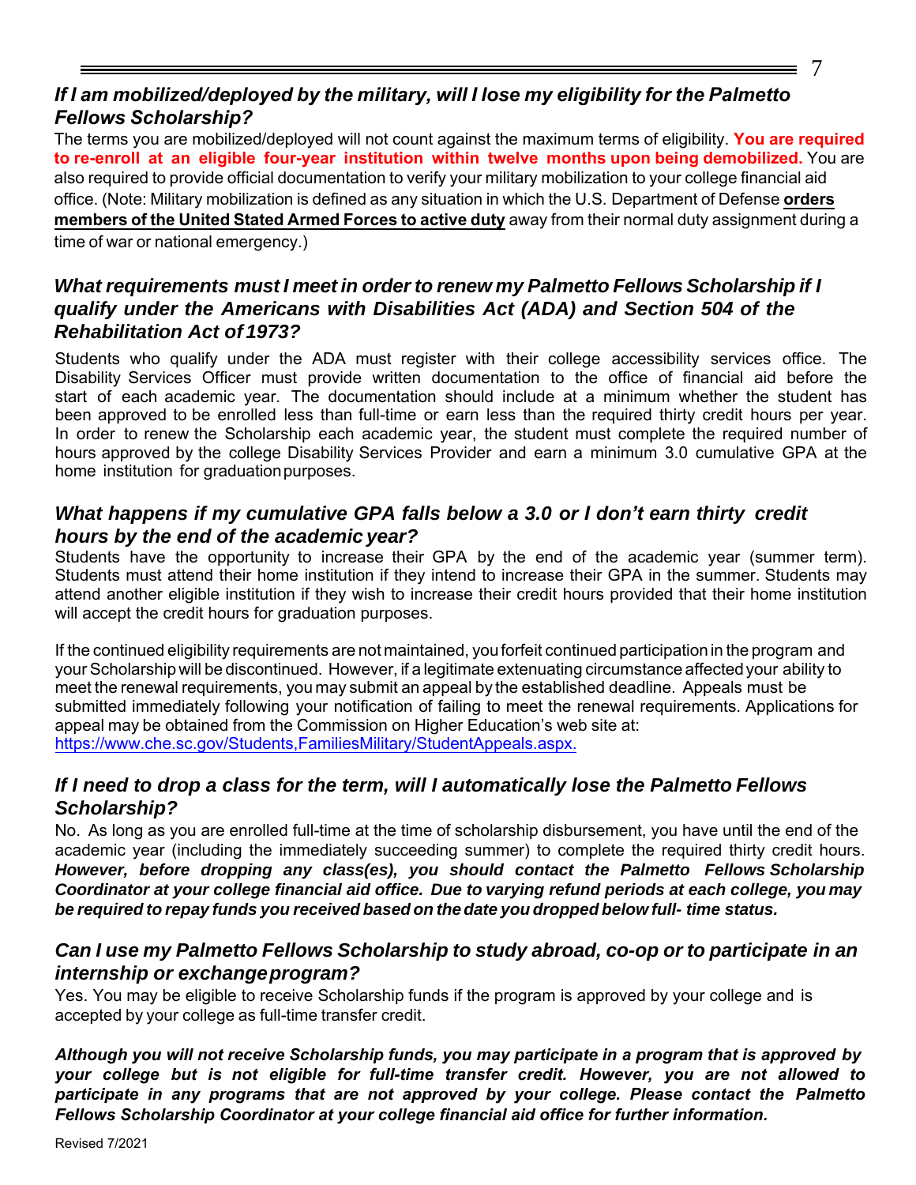### *If I am mobilized/deployed by the military, will I lose my eligibility for the Palmetto Fellows Scholarship?*

The terms you are mobilized/deployed will not count against the maximum terms of eligibility. **You are required to re-enroll at an eligible four-year institution within twelve months upon being demobilized.** You are also required to provide official documentation to verify your military mobilization to your college financial aid office. (Note: Military mobilization is defined as any situation in which the U.S. Department of Defense **orders members of the United Stated Armed Forces to active duty** away from their normal duty assignment during a time of war or national emergency.)

### *What requirements must I meet in order to renew my Palmetto Fellows Scholarship if I qualify under the Americans with Disabilities Act (ADA) and Section 504 of the Rehabilitation Act of 1973?*

Students who qualify under the ADA must register with their college accessibility services office. The Disability Services Officer must provide written documentation to the office of financial aid before the start of each academic year. The documentation should include at a minimum whether the student has been approved to be enrolled less than full-time or earn less than the required thirty credit hours per year. In order to renew the Scholarship each academic year, the student must complete the required number of hours approved by the college Disability Services Provider and earn a minimum 3.0 cumulative GPA at the home institution for graduation purposes.

### *What happens if my cumulative GPA falls below a 3.0 or I don't earn thirty credit hours by the end of the academic year?*

Students have the opportunity to increase their GPA by the end of the academic year (summer term). Students must attend their home institution if they intend to increase their GPA in the summer. Students may attend another eligible institution if they wish to increase their credit hours provided that their home institution will accept the credit hours for graduation purposes.

If the continued eligibility requirements are not maintained, you forfeit continued participation in the program and your Scholarship will be discontinued. However, if a legitimate extenuating circumstance affected your ability to meet the renewal requirements, you may submit an appeal by the established deadline. Appeals must be submitted immediately following your notification of failing to meet the renewal requirements. Applications for appeal may be obtained from the Commission on Higher Education's web site at: https://www.che.sc.gov/Students,FamiliesMilitary/StudentAppeals.aspx.

### *If I need to drop a class for the term, will I automatically lose the Palmetto Fellows Scholarship?*

No. As long as you are enrolled full-time at the time of scholarship disbursement, you have until the end of the academic year (including the immediately succeeding summer) to complete the required thirty credit hours. ***However, before dropping any class(es), you should contact the Palmetto Fellows Scholarship Coordinator at your college financial aid office. Due to varying refund periods at each college, you may be required to repay funds you received based on the date you dropped below full- time status.***

### *Can I use my Palmetto Fellows Scholarship to study abroad, co-op or to participate in an internship or exchange program?*

Yes. You may be eligible to receive Scholarship funds if the program is approved by your college and is accepted by your college as full-time transfer credit.

***Although you will not receive Scholarship funds, you may participate in a program that is approved by your college but is not eligible for full-time transfer credit. However, you are not allowed to participate in any programs that are not approved by your college. Please contact the Palmetto Fellows Scholarship Coordinator at your college financial aid office for further information.***

Revised 7/2021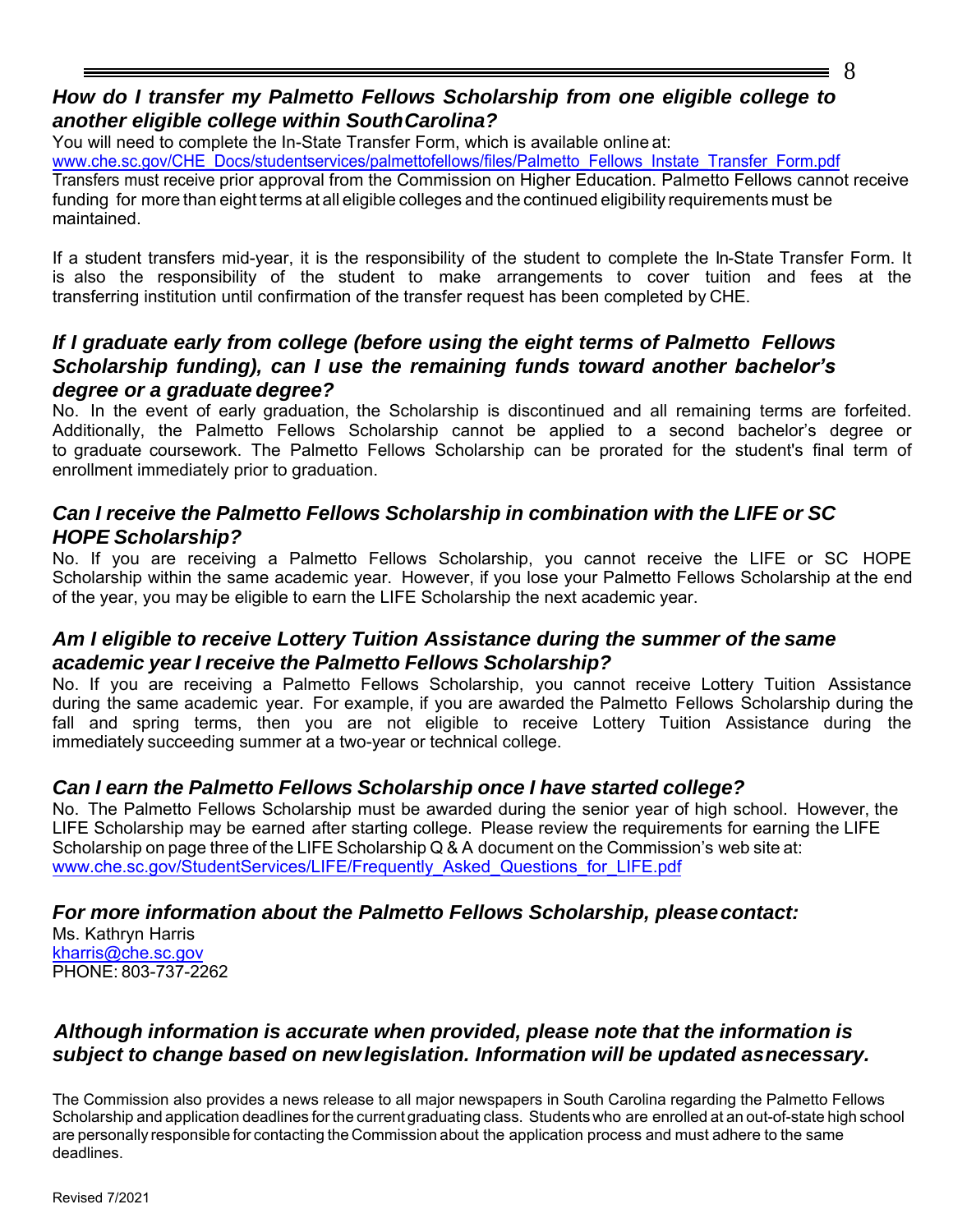### *How do I transfer my Palmetto Fellows Scholarship from one eligible college to another eligible college within South Carolina?*

You will need to complete the In-State Transfer Form, which is available online at:
[www.che.sc.gov/CHE_Docs/studentservices/palmettofellows/files/Palmetto_Fellows_Instate_Transfer_Form.pdf](www.che.sc.gov/CHE_Docs/studentservices/palmettofellows/files/Palmetto_Fellows_Instate_Transfer_Form.pdf)
Transfers must receive prior approval from the Commission on Higher Education. Palmetto Fellows cannot receive funding for more than eight terms at all eligible colleges and the continued eligibility requirements must be maintained.

If a student transfers mid-year, it is the responsibility of the student to complete the In-State Transfer Form. It is also the responsibility of the student to make arrangements to cover tuition and fees at the transferring institution until confirmation of the transfer request has been completed by CHE.

### *If I graduate early from college (before using the eight terms of Palmetto Fellows Scholarship funding), can I use the remaining funds toward another bachelor's degree or a graduate degree?*

No. In the event of early graduation, the Scholarship is discontinued and all remaining terms are forfeited. Additionally, the Palmetto Fellows Scholarship cannot be applied to a second bachelor's degree or to graduate coursework. The Palmetto Fellows Scholarship can be prorated for the student's final term of enrollment immediately prior to graduation.

### *Can I receive the Palmetto Fellows Scholarship in combination with the LIFE or SC HOPE Scholarship?*

No. If you are receiving a Palmetto Fellows Scholarship, you cannot receive the LIFE or SC HOPE Scholarship within the same academic year. However, if you lose your Palmetto Fellows Scholarship at the end of the year, you may be eligible to earn the LIFE Scholarship the next academic year.

### *Am I eligible to receive Lottery Tuition Assistance during the summer of the same academic year I receive the Palmetto Fellows Scholarship?*

No. If you are receiving a Palmetto Fellows Scholarship, you cannot receive Lottery Tuition Assistance during the same academic year. For example, if you are awarded the Palmetto Fellows Scholarship during the fall and spring terms, then you are not eligible to receive Lottery Tuition Assistance during the immediately succeeding summer at a two-year or technical college.

### *Can I earn the Palmetto Fellows Scholarship once I have started college?*

No. The Palmetto Fellows Scholarship must be awarded during the senior year of high school. However, the LIFE Scholarship may be earned after starting college. Please review the requirements for earning the LIFE Scholarship on page three of the LIFE Scholarship Q & A document on the Commission's web site at:
[www.che.sc.gov/StudentServices/LIFE/Frequently_Asked_Questions_for_LIFE.pdf](www.che.sc.gov/StudentServices/LIFE/Frequently_Asked_Questions_for_LIFE.pdf)

### *For more information about the Palmetto Fellows Scholarship, please contact:*

Ms. Kathryn Harris
[kharris@che.sc.gov](mailto:kharris@che.sc.gov)
PHONE: 803-737-2262

### *Although information is accurate when provided, please note that the information is subject to change based on new legislation. Information will be updated as necessary.*

The Commission also provides a news release to all major newspapers in South Carolina regarding the Palmetto Fellows Scholarship and application deadlines for the current graduating class. Students who are enrolled at an out-of-state high school are personally responsible for contacting the Commission about the application process and must adhere to the same deadlines.

Revised 7/2021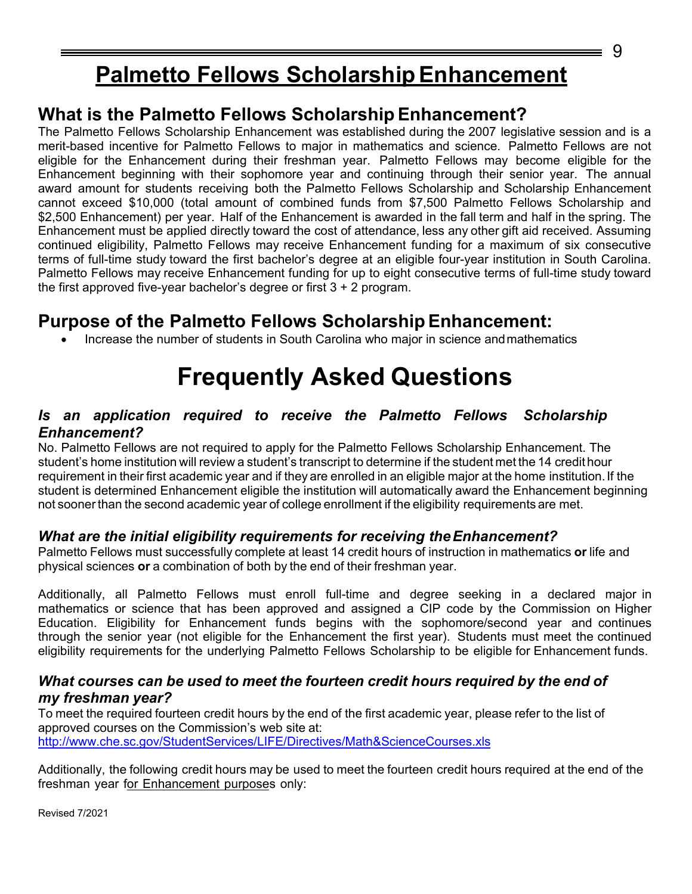# Palmetto Fellows Scholarship Enhancement

## What is the Palmetto Fellows Scholarship Enhancement?

The Palmetto Fellows Scholarship Enhancement was established during the 2007 legislative session and is a merit-based incentive for Palmetto Fellows to major in mathematics and science. Palmetto Fellows are not eligible for the Enhancement during their freshman year. Palmetto Fellows may become eligible for the Enhancement beginning with their sophomore year and continuing through their senior year. The annual award amount for students receiving both the Palmetto Fellows Scholarship and Scholarship Enhancement cannot exceed $10,000 (total amount of combined funds from $7,500 Palmetto Fellows Scholarship and $2,500 Enhancement) per year. Half of the Enhancement is awarded in the fall term and half in the spring. The Enhancement must be applied directly toward the cost of attendance, less any other gift aid received. Assuming continued eligibility, Palmetto Fellows may receive Enhancement funding for a maximum of six consecutive terms of full-time study toward the first bachelor's degree at an eligible four-year institution in South Carolina. Palmetto Fellows may receive Enhancement funding for up to eight consecutive terms of full-time study toward the first approved five-year bachelor's degree or first 3 + 2 program.

## Purpose of the Palmetto Fellows Scholarship Enhancement:

- Increase the number of students in South Carolina who major in science and mathematics

# Frequently Asked Questions

### *Is an application required to receive the Palmetto Fellows Scholarship Enhancement?*

No. Palmetto Fellows are not required to apply for the Palmetto Fellows Scholarship Enhancement. The student's home institution will review a student's transcript to determine if the student met the 14 credit hour requirement in their first academic year and if they are enrolled in an eligible major at the home institution. If the student is determined Enhancement eligible the institution will automatically award the Enhancement beginning not sooner than the second academic year of college enrollment if the eligibility requirements are met.

### *What are the initial eligibility requirements for receiving the Enhancement?*

Palmetto Fellows must successfully complete at least 14 credit hours of instruction in mathematics **or** life and physical sciences **or** a combination of both by the end of their freshman year.

Additionally, all Palmetto Fellows must enroll full-time and degree seeking in a declared major in mathematics or science that has been approved and assigned a CIP code by the Commission on Higher Education. Eligibility for Enhancement funds begins with the sophomore/second year and continues through the senior year (not eligible for the Enhancement the first year). Students must meet the continued eligibility requirements for the underlying Palmetto Fellows Scholarship to be eligible for Enhancement funds.

### *What courses can be used to meet the fourteen credit hours required by the end of my freshman year?*

To meet the required fourteen credit hours by the end of the first academic year, please refer to the list of approved courses on the Commission's web site at:
http://www.che.sc.gov/StudentServices/LIFE/Directives/Math&ScienceCourses.xls

Additionally, the following credit hours may be used to meet the fourteen credit hours required at the end of the freshman year for Enhancement purposes only: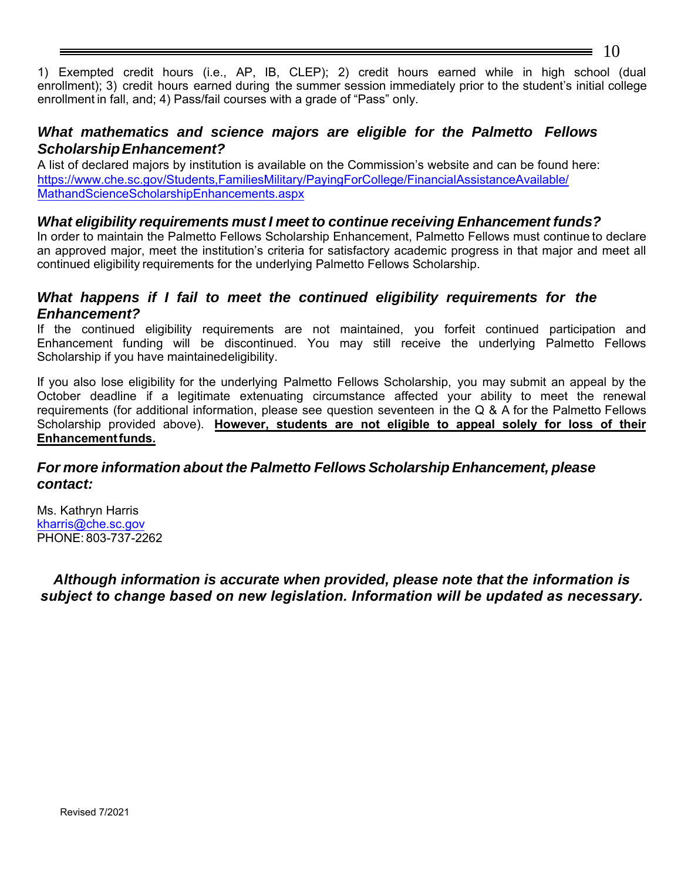1) Exempted credit hours (i.e., AP, IB, CLEP); 2) credit hours earned while in high school (dual enrollment); 3) credit hours earned during the summer session immediately prior to the student's initial college enrollment in fall, and; 4) Pass/fail courses with a grade of "Pass" only.

### ***What mathematics and science majors are eligible for the Palmetto Fellows Scholarship Enhancement?***

A list of declared majors by institution is available on the Commission's website and can be found here: https://www.che.sc.gov/Students,FamiliesMilitary/PayingForCollege/FinancialAssistanceAvailable/MathandScienceScholarshipEnhancements.aspx

### ***What eligibility requirements must I meet to continue receiving Enhancement funds?***

In order to maintain the Palmetto Fellows Scholarship Enhancement, Palmetto Fellows must continue to declare an approved major, meet the institution's criteria for satisfactory academic progress in that major and meet all continued eligibility requirements for the underlying Palmetto Fellows Scholarship.

### ***What happens if I fail to meet the continued eligibility requirements for the Enhancement?***

If the continued eligibility requirements are not maintained, you forfeit continued participation and Enhancement funding will be discontinued. You may still receive the underlying Palmetto Fellows Scholarship if you have maintained eligibility.

If you also lose eligibility for the underlying Palmetto Fellows Scholarship, you may submit an appeal by the October deadline if a legitimate extenuating circumstance affected your ability to meet the renewal requirements (for additional information, please see question seventeen in the Q & A for the Palmetto Fellows Scholarship provided above). **However, students are not eligible to appeal solely for loss of their Enhancement funds.**

### ***For more information about the Palmetto Fellows Scholarship Enhancement, please contact:***

Ms. Kathryn Harris
kharris@che.sc.gov
PHONE: 803-737-2262

***Although information is accurate when provided, please note that the information is subject to change based on new legislation. Information will be updated as necessary.***

Revised 7/2021